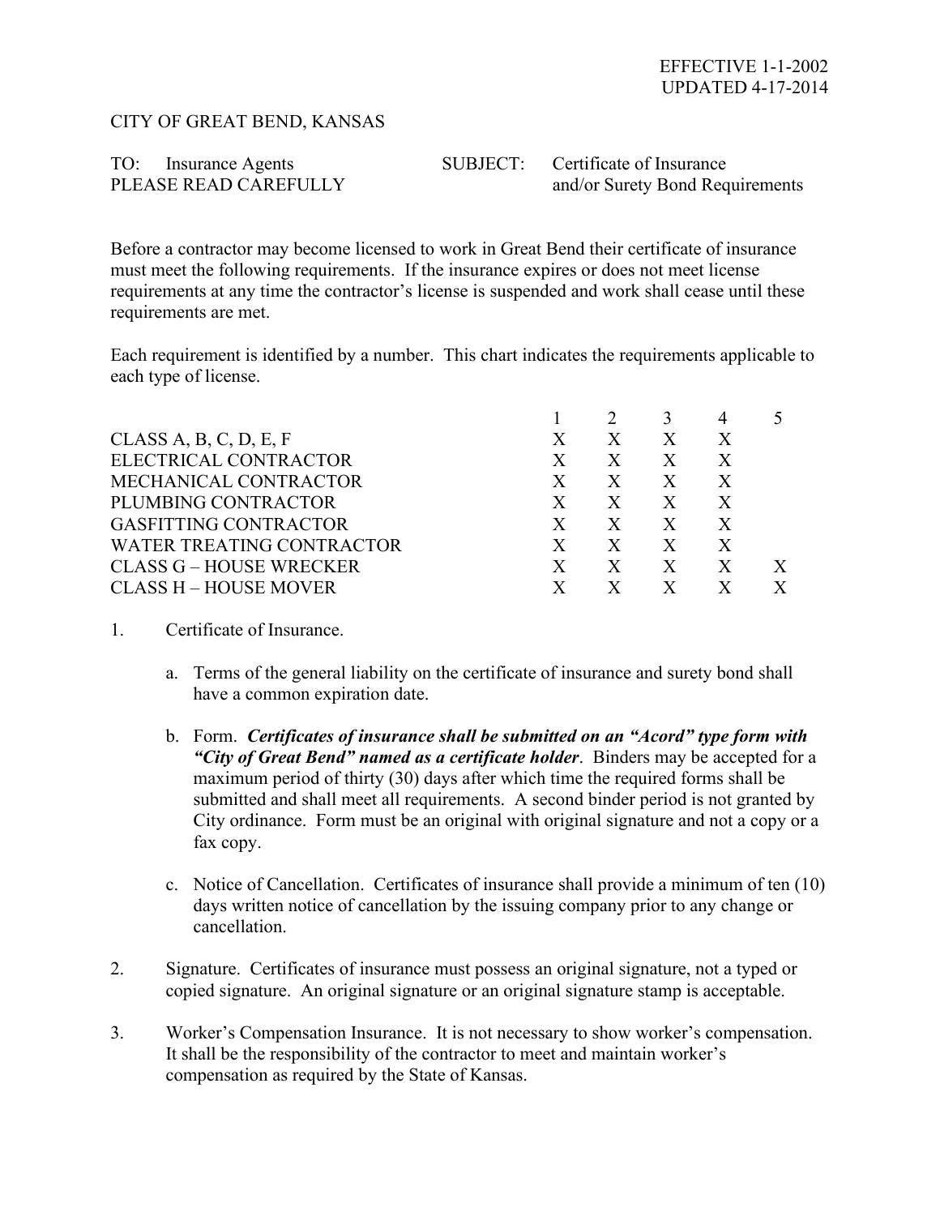EFFECTIVE 1-1-2002
UPDATED 4-17-2014

CITY OF GREAT BEND, KANSAS

TO: Insurance Agents
PLEASE READ CAREFULLY

SUBJECT: Certificate of Insurance and/or Surety Bond Requirements

Before a contractor may become licensed to work in Great Bend their certificate of insurance must meet the following requirements. If the insurance expires or does not meet license requirements at any time the contractor's license is suspended and work shall cease until these requirements are met.

Each requirement is identified by a number. This chart indicates the requirements applicable to each type of license.

| | 1 | 2 | 3 | 4 | 5 |
|---|---|---|---|---|---|
| CLASS A, B, C, D, E, F | X | X | X | X | |
| ELECTRICAL CONTRACTOR | X | X | X | X | |
| MECHANICAL CONTRACTOR | X | X | X | X | |
| PLUMBING CONTRACTOR | X | X | X | X | |
| GASFITTING CONTRACTOR | X | X | X | X | |
| WATER TREATING CONTRACTOR | X | X | X | X | |
| CLASS G – HOUSE WRECKER | X | X | X | X | X |
| CLASS H – HOUSE MOVER | X | X | X | X | X |

1. Certificate of Insurance.

   a. Terms of the general liability on the certificate of insurance and surety bond shall have a common expiration date.

   b. Form. ***Certificates of insurance shall be submitted on an "Acord" type form with "City of Great Bend" named as a certificate holder***. Binders may be accepted for a maximum period of thirty (30) days after which time the required forms shall be submitted and shall meet all requirements. A second binder period is not granted by City ordinance. Form must be an original with original signature and not a copy or a fax copy.

   c. Notice of Cancellation. Certificates of insurance shall provide a minimum of ten (10) days written notice of cancellation by the issuing company prior to any change or cancellation.

2. Signature. Certificates of insurance must possess an original signature, not a typed or copied signature. An original signature or an original signature stamp is acceptable.

3. Worker's Compensation Insurance. It is not necessary to show worker's compensation. It shall be the responsibility of the contractor to meet and maintain worker's compensation as required by the State of Kansas.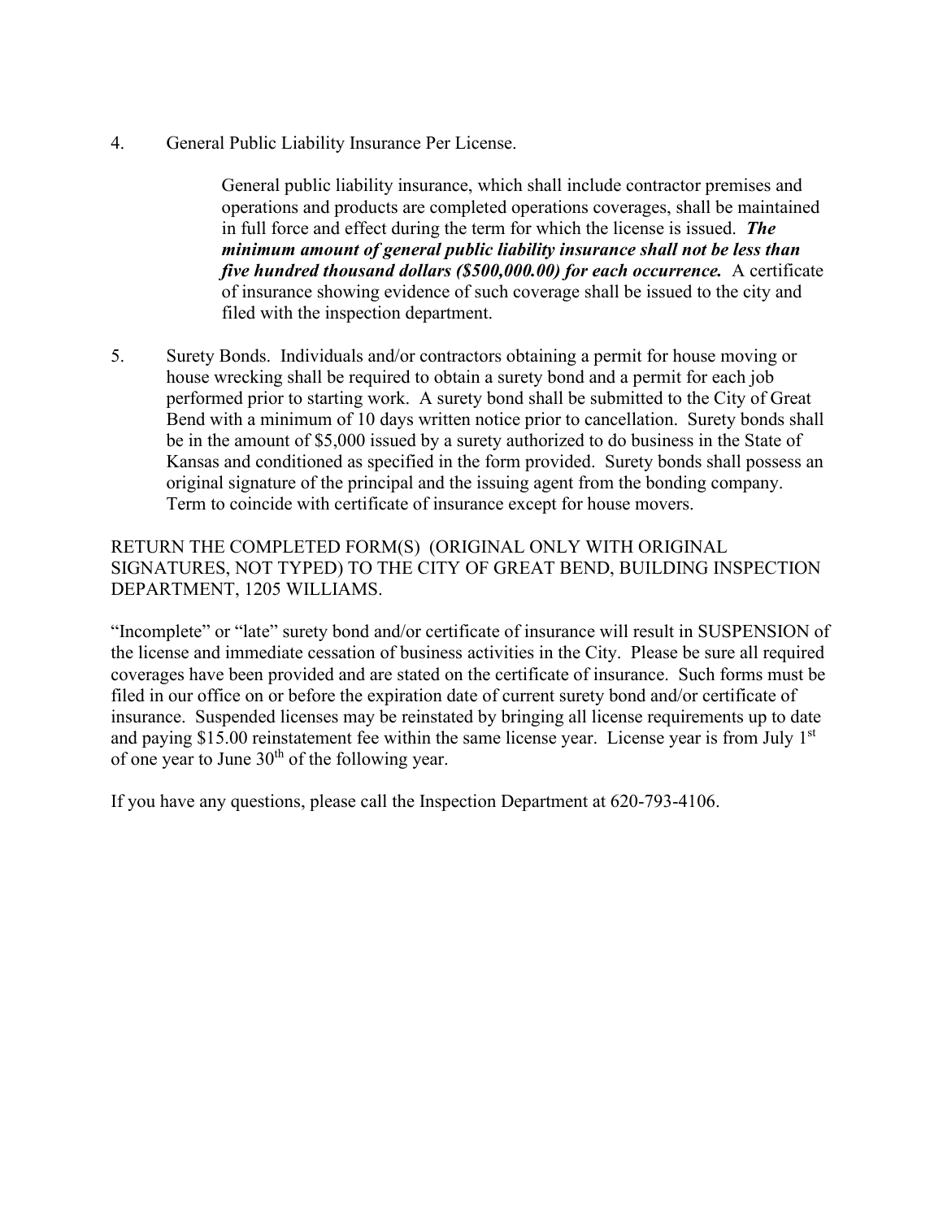4. General Public Liability Insurance Per License.

   General public liability insurance, which shall include contractor premises and operations and products are completed operations coverages, shall be maintained in full force and effect during the term for which the license is issued. ***The minimum amount of general public liability insurance shall not be less than five hundred thousand dollars ($500,000.00) for each occurrence.*** A certificate of insurance showing evidence of such coverage shall be issued to the city and filed with the inspection department.

5. Surety Bonds. Individuals and/or contractors obtaining a permit for house moving or house wrecking shall be required to obtain a surety bond and a permit for each job performed prior to starting work. A surety bond shall be submitted to the City of Great Bend with a minimum of 10 days written notice prior to cancellation. Surety bonds shall be in the amount of $5,000 issued by a surety authorized to do business in the State of Kansas and conditioned as specified in the form provided. Surety bonds shall possess an original signature of the principal and the issuing agent from the bonding company. Term to coincide with certificate of insurance except for house movers.

RETURN THE COMPLETED FORM(S) (ORIGINAL ONLY WITH ORIGINAL SIGNATURES, NOT TYPED) TO THE CITY OF GREAT BEND, BUILDING INSPECTION DEPARTMENT, 1205 WILLIAMS.

"Incomplete" or "late" surety bond and/or certificate of insurance will result in SUSPENSION of the license and immediate cessation of business activities in the City. Please be sure all required coverages have been provided and are stated on the certificate of insurance. Such forms must be filed in our office on or before the expiration date of current surety bond and/or certificate of insurance. Suspended licenses may be reinstated by bringing all license requirements up to date and paying $15.00 reinstatement fee within the same license year. License year is from July 1st of one year to June 30th of the following year.

If you have any questions, please call the Inspection Department at 620-793-4106.